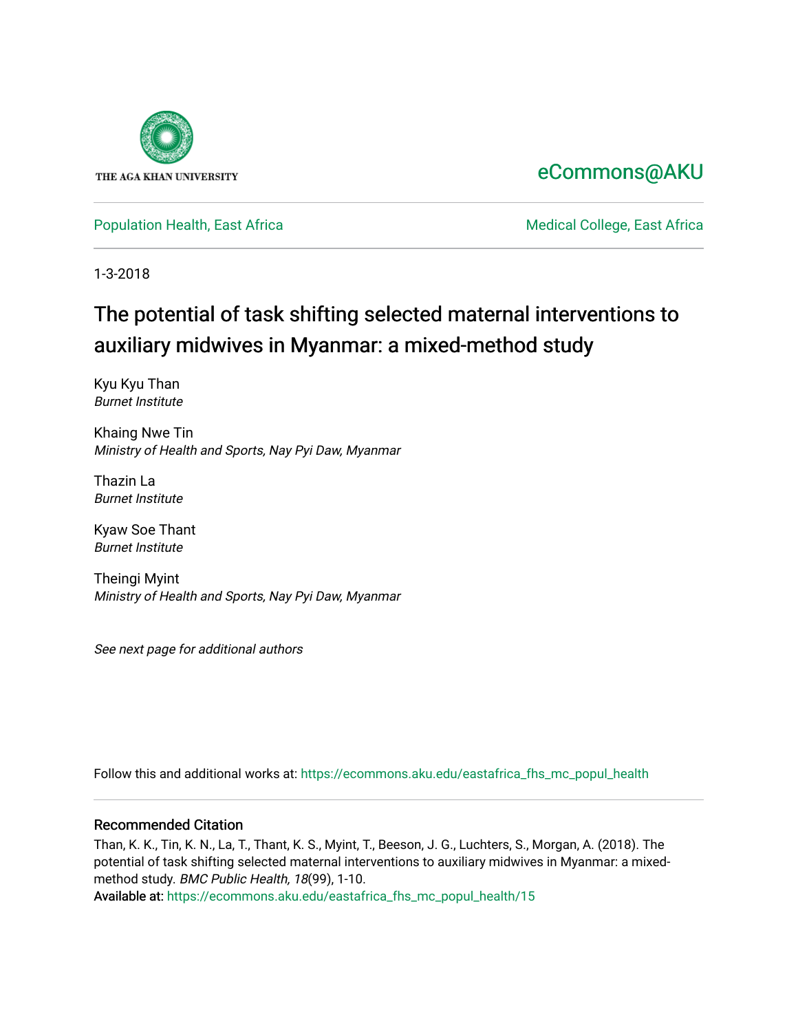THE AGA KHAN UNIVERSITY

eCommons@AKU

Population Health, East Africa

Medical College, East Africa

1-3-2018

# The potential of task shifting selected maternal interventions to auxiliary midwives in Myanmar: a mixed-method study

Kyu Kyu Than
*Burnet Institute*

Khaing Nwe Tin
*Ministry of Health and Sports, Nay Pyi Daw, Myanmar*

Thazin La
*Burnet Institute*

Kyaw Soe Thant
*Burnet Institute*

Theingi Myint
*Ministry of Health and Sports, Nay Pyi Daw, Myanmar*

*See next page for additional authors*

Follow this and additional works at: https://ecommons.aku.edu/eastafrica_fhs_mc_popul_health

## Recommended Citation

Than, K. K., Tin, K. N., La, T., Thant, K. S., Myint, T., Beeson, J. G., Luchters, S., Morgan, A. (2018). The potential of task shifting selected maternal interventions to auxiliary midwives in Myanmar: a mixed-method study. *BMC Public Health, 18*(99), 1-10.
Available at: https://ecommons.aku.edu/eastafrica_fhs_mc_popul_health/15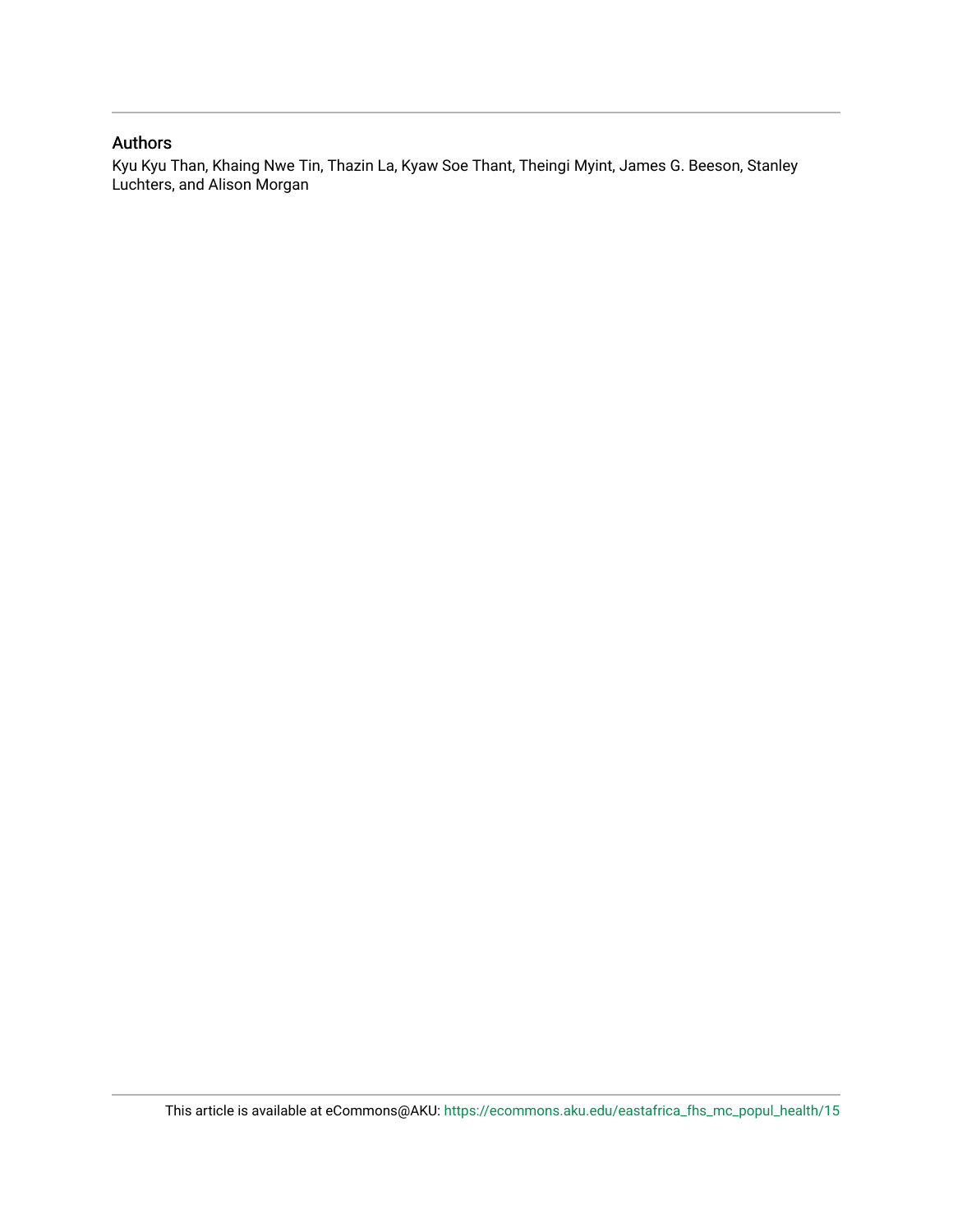## Authors

Kyu Kyu Than, Khaing Nwe Tin, Thazin La, Kyaw Soe Thant, Theingi Myint, James G. Beeson, Stanley Luchters, and Alison Morgan

This article is available at eCommons@AKU: https://ecommons.aku.edu/eastafrica_fhs_mc_popul_health/15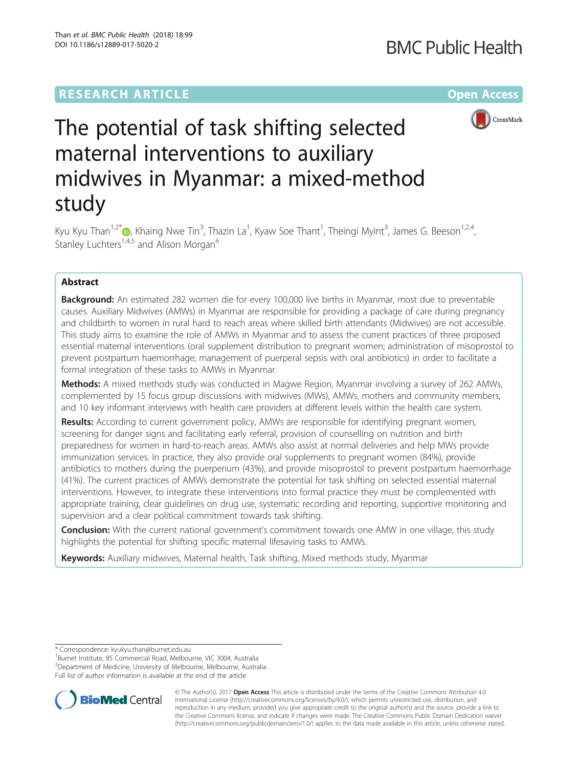# The potential of task shifting selected maternal interventions to auxiliary midwives in Myanmar: a mixed-method study

Kyu Kyu Than[1,2*], Khaing Nwe Tin[3], Thazin La[1], Kyaw Soe Thant[1], Theingi Myint[3], James G. Beeson[1,2,4], Stanley Luchters[1,4,5] and Alison Morgan[6]

## Abstract

**Background:** An estimated 282 women die for every 100,000 live births in Myanmar, most due to preventable causes. Auxiliary Midwives (AMWs) in Myanmar are responsible for providing a package of care during pregnancy and childbirth to women in rural hard to reach areas where skilled birth attendants (Midwives) are not accessible. This study aims to examine the role of AMWs in Myanmar and to assess the current practices of three proposed essential maternal interventions (oral supplement distribution to pregnant women; administration of misoprostol to prevent postpartum haemorrhage; management of puerperal sepsis with oral antibiotics) in order to facilitate a formal integration of these tasks to AMWs in Myanmar.

**Methods:** A mixed methods study was conducted in Magwe Region, Myanmar involving a survey of 262 AMWs, complemented by 15 focus group discussions with midwives (MWs), AMWs, mothers and community members, and 10 key informant interviews with health care providers at different levels within the health care system.

**Results:** According to current government policy, AMWs are responsible for identifying pregnant women, screening for danger signs and facilitating early referral, provision of counselling on nutrition and birth preparedness for women in hard-to-reach areas. AMWs also assist at normal deliveries and help MWs provide immunization services. In practice, they also provide oral supplements to pregnant women (84%), provide antibiotics to mothers during the puerperium (43%), and provide misoprostol to prevent postpartum haemorrhage (41%). The current practices of AMWs demonstrate the potential for task shifting on selected essential maternal interventions. However, to integrate these interventions into formal practice they must be complemented with appropriate training, clear guidelines on drug use, systematic recording and reporting, supportive monitoring and supervision and a clear political commitment towards task shifting.

**Conclusion:** With the current national government's commitment towards one AMW in one village, this study highlights the potential for shifting specific maternal lifesaving tasks to AMWs.

**Keywords:** Auxiliary midwives, Maternal health, Task shifting, Mixed methods study, Myanmar

\* Correspondence: kyukyu.than@burnet.edu.au
[1]Burnet Institute, 85 Commercial Road, Melbourne, VIC 3004, Australia
[2]Department of Medicine, University of Melbourne, Melbourne, Australia
Full list of author information is available at the end of the article

© The Author(s). 2017 **Open Access** This article is distributed under the terms of the Creative Commons Attribution 4.0 International License (http://creativecommons.org/licenses/by/4.0/), which permits unrestricted use, distribution, and reproduction in any medium, provided you give appropriate credit to the original author(s) and the source, provide a link to the Creative Commons license, and indicate if changes were made. The Creative Commons Public Domain Dedication waiver (http://creativecommons.org/publicdomain/zero/1.0/) applies to the data made available in this article, unless otherwise stated.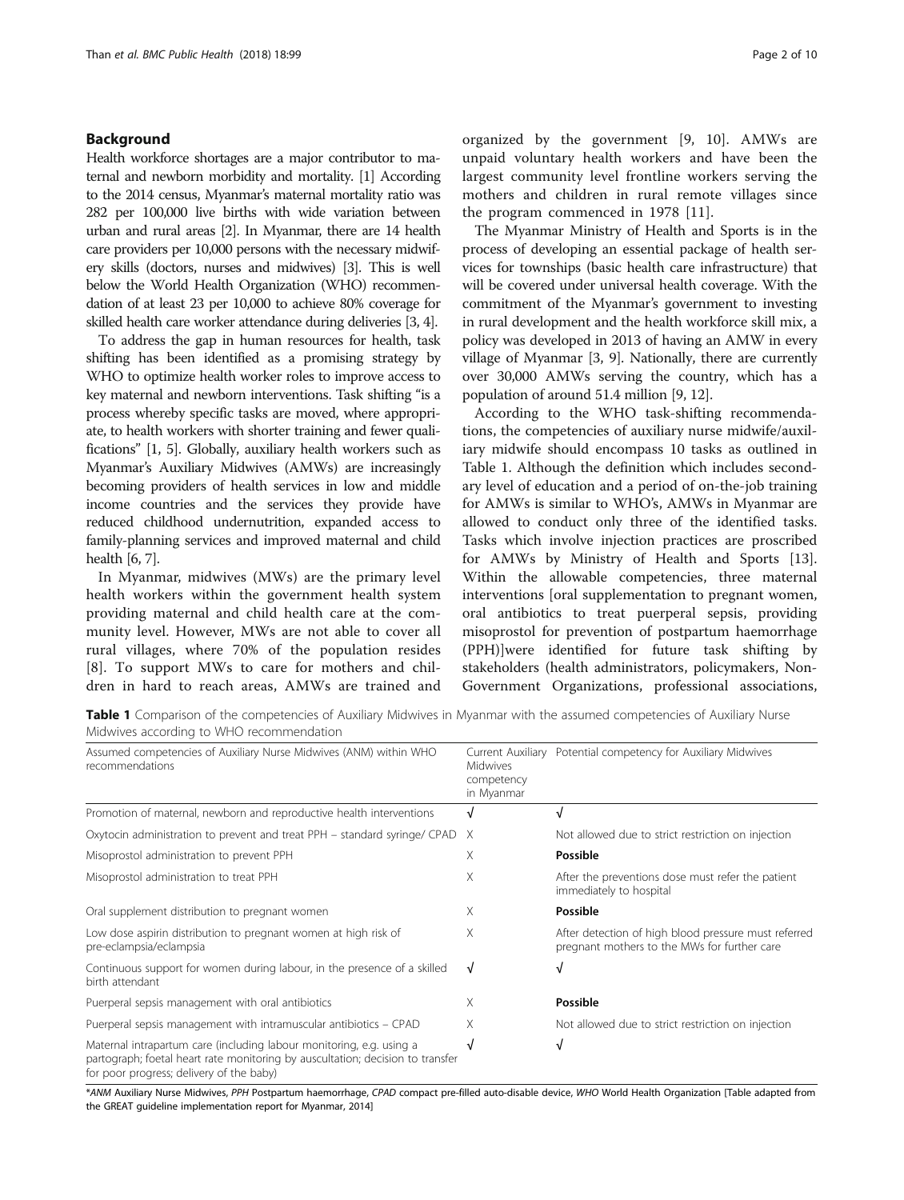## Background

Health workforce shortages are a major contributor to maternal and newborn morbidity and mortality. [1] According to the 2014 census, Myanmar's maternal mortality ratio was 282 per 100,000 live births with wide variation between urban and rural areas [2]. In Myanmar, there are 14 health care providers per 10,000 persons with the necessary midwifery skills (doctors, nurses and midwives) [3]. This is well below the World Health Organization (WHO) recommendation of at least 23 per 10,000 to achieve 80% coverage for skilled health care worker attendance during deliveries [3, 4].

To address the gap in human resources for health, task shifting has been identified as a promising strategy by WHO to optimize health worker roles to improve access to key maternal and newborn interventions. Task shifting "is a process whereby specific tasks are moved, where appropriate, to health workers with shorter training and fewer qualifications" [1, 5]. Globally, auxiliary health workers such as Myanmar's Auxiliary Midwives (AMWs) are increasingly becoming providers of health services in low and middle income countries and the services they provide have reduced childhood undernutrition, expanded access to family-planning services and improved maternal and child health [6, 7].

In Myanmar, midwives (MWs) are the primary level health workers within the government health system providing maternal and child health care at the community level. However, MWs are not able to cover all rural villages, where 70% of the population resides [8]. To support MWs to care for mothers and children in hard to reach areas, AMWs are trained and organized by the government [9, 10]. AMWs are unpaid voluntary health workers and have been the largest community level frontline workers serving the mothers and children in rural remote villages since the program commenced in 1978 [11].

The Myanmar Ministry of Health and Sports is in the process of developing an essential package of health services for townships (basic health care infrastructure) that will be covered under universal health coverage. With the commitment of the Myanmar's government to investing in rural development and the health workforce skill mix, a policy was developed in 2013 of having an AMW in every village of Myanmar [3, 9]. Nationally, there are currently over 30,000 AMWs serving the country, which has a population of around 51.4 million [9, 12].

According to the WHO task-shifting recommendations, the competencies of auxiliary nurse midwife/auxiliary midwife should encompass 10 tasks as outlined in Table 1. Although the definition which includes secondary level of education and a period of on-the-job training for AMWs is similar to WHO's, AMWs in Myanmar are allowed to conduct only three of the identified tasks. Tasks which involve injection practices are proscribed for AMWs by Ministry of Health and Sports [13]. Within the allowable competencies, three maternal interventions [oral supplementation to pregnant women, oral antibiotics to treat puerperal sepsis, providing misoprostol for prevention of postpartum haemorrhage (PPH)]were identified for future task shifting by stakeholders (health administrators, policymakers, Non-Government Organizations, professional associations,

**Table 1** Comparison of the competencies of Auxiliary Midwives in Myanmar with the assumed competencies of Auxiliary Nurse Midwives according to WHO recommendation

| Assumed competencies of Auxiliary Nurse Midwives (ANM) within WHO recommendations | Current Auxiliary Midwives competency in Myanmar | Potential competency for Auxiliary Midwives |
|---|---|---|
| Promotion of maternal, newborn and reproductive health interventions | √ | √ |
| Oxytocin administration to prevent and treat PPH – standard syringe/ CPAD | X | Not allowed due to strict restriction on injection |
| Misoprostol administration to prevent PPH | X | **Possible** |
| Misoprostol administration to treat PPH | X | After the preventions dose must refer the patient immediately to hospital |
| Oral supplement distribution to pregnant women | X | **Possible** |
| Low dose aspirin distribution to pregnant women at high risk of pre-eclampsia/eclampsia | X | After detection of high blood pressure must referred pregnant mothers to the MWs for further care |
| Continuous support for women during labour, in the presence of a skilled birth attendant | √ | √ |
| Puerperal sepsis management with oral antibiotics | X | **Possible** |
| Puerperal sepsis management with intramuscular antibiotics – CPAD | X | Not allowed due to strict restriction on injection |
| Maternal intrapartum care (including labour monitoring, e.g. using a partograph; foetal heart rate monitoring by auscultation; decision to transfer for poor progress; delivery of the baby) | √ | √ |

\**ANM* Auxiliary Nurse Midwives, *PPH* Postpartum haemorrhage, *CPAD* compact pre-filled auto-disable device, *WHO* World Health Organization [Table adapted from the GREAT guideline implementation report for Myanmar, 2014]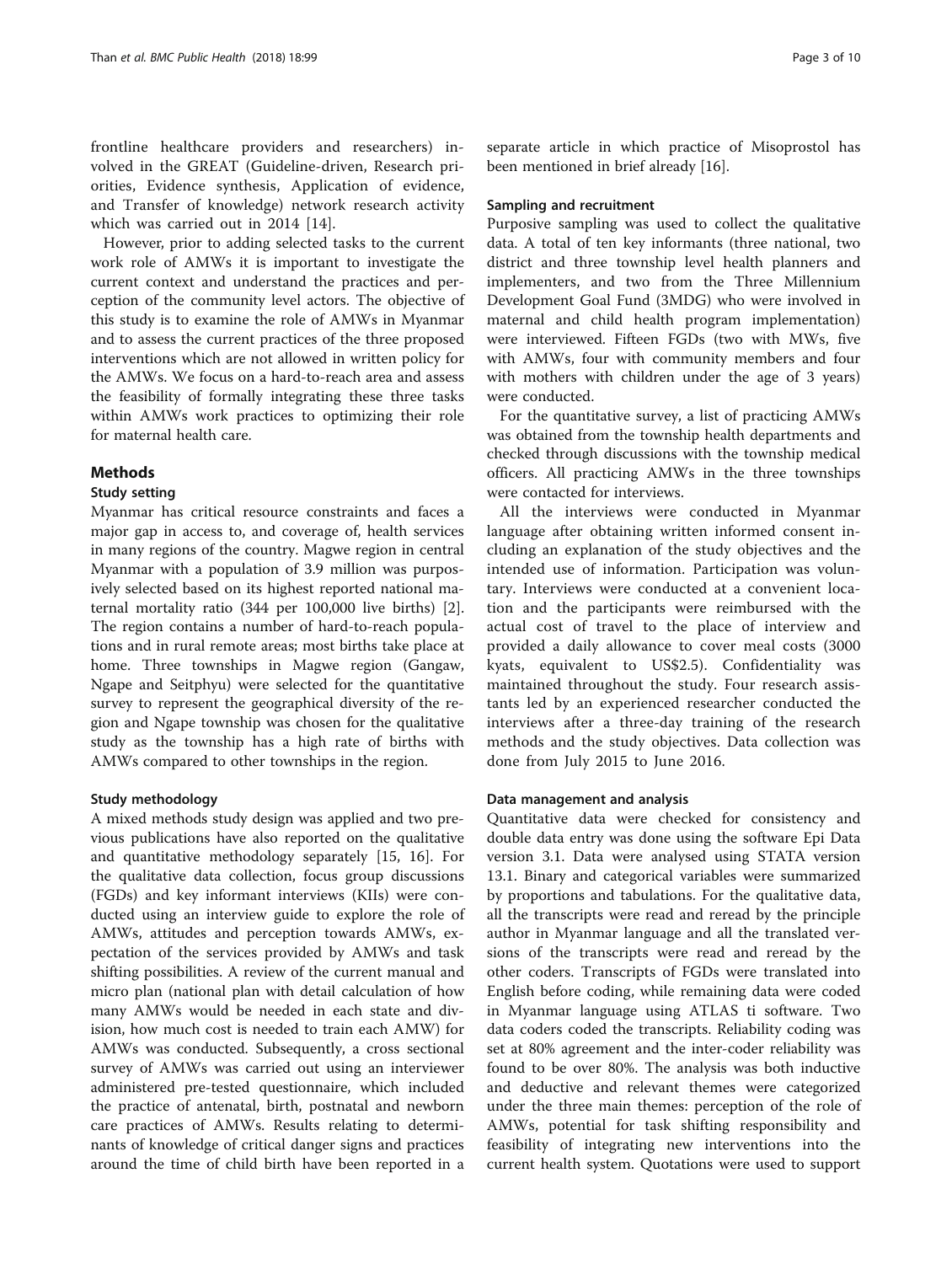frontline healthcare providers and researchers) involved in the GREAT (Guideline-driven, Research priorities, Evidence synthesis, Application of evidence, and Transfer of knowledge) network research activity which was carried out in 2014 [14].

However, prior to adding selected tasks to the current work role of AMWs it is important to investigate the current context and understand the practices and perception of the community level actors. The objective of this study is to examine the role of AMWs in Myanmar and to assess the current practices of the three proposed interventions which are not allowed in written policy for the AMWs. We focus on a hard-to-reach area and assess the feasibility of formally integrating these three tasks within AMWs work practices to optimizing their role for maternal health care.

## Methods

### Study setting

Myanmar has critical resource constraints and faces a major gap in access to, and coverage of, health services in many regions of the country. Magwe region in central Myanmar with a population of 3.9 million was purposively selected based on its highest reported national maternal mortality ratio (344 per 100,000 live births) [2]. The region contains a number of hard-to-reach populations and in rural remote areas; most births take place at home. Three townships in Magwe region (Gangaw, Ngape and Seitphyu) were selected for the quantitative survey to represent the geographical diversity of the region and Ngape township was chosen for the qualitative study as the township has a high rate of births with AMWs compared to other townships in the region.

### Study methodology

A mixed methods study design was applied and two previous publications have also reported on the qualitative and quantitative methodology separately [15, 16]. For the qualitative data collection, focus group discussions (FGDs) and key informant interviews (KIIs) were conducted using an interview guide to explore the role of AMWs, attitudes and perception towards AMWs, expectation of the services provided by AMWs and task shifting possibilities. A review of the current manual and micro plan (national plan with detail calculation of how many AMWs would be needed in each state and division, how much cost is needed to train each AMW) for AMWs was conducted. Subsequently, a cross sectional survey of AMWs was carried out using an interviewer administered pre-tested questionnaire, which included the practice of antenatal, birth, postnatal and newborn care practices of AMWs. Results relating to determinants of knowledge of critical danger signs and practices around the time of child birth have been reported in a separate article in which practice of Misoprostol has been mentioned in brief already [16].

### Sampling and recruitment

Purposive sampling was used to collect the qualitative data. A total of ten key informants (three national, two district and three township level health planners and implementers, and two from the Three Millennium Development Goal Fund (3MDG) who were involved in maternal and child health program implementation) were interviewed. Fifteen FGDs (two with MWs, five with AMWs, four with community members and four with mothers with children under the age of 3 years) were conducted.

For the quantitative survey, a list of practicing AMWs was obtained from the township health departments and checked through discussions with the township medical officers. All practicing AMWs in the three townships were contacted for interviews.

All the interviews were conducted in Myanmar language after obtaining written informed consent including an explanation of the study objectives and the intended use of information. Participation was voluntary. Interviews were conducted at a convenient location and the participants were reimbursed with the actual cost of travel to the place of interview and provided a daily allowance to cover meal costs (3000 kyats, equivalent to US$2.5). Confidentiality was maintained throughout the study. Four research assistants led by an experienced researcher conducted the interviews after a three-day training of the research methods and the study objectives. Data collection was done from July 2015 to June 2016.

### Data management and analysis

Quantitative data were checked for consistency and double data entry was done using the software Epi Data version 3.1. Data were analysed using STATA version 13.1. Binary and categorical variables were summarized by proportions and tabulations. For the qualitative data, all the transcripts were read and reread by the principle author in Myanmar language and all the translated versions of the transcripts were read and reread by the other coders. Transcripts of FGDs were translated into English before coding, while remaining data were coded in Myanmar language using ATLAS ti software. Two data coders coded the transcripts. Reliability coding was set at 80% agreement and the inter-coder reliability was found to be over 80%. The analysis was both inductive and deductive and relevant themes were categorized under the three main themes: perception of the role of AMWs, potential for task shifting responsibility and feasibility of integrating new interventions into the current health system. Quotations were used to support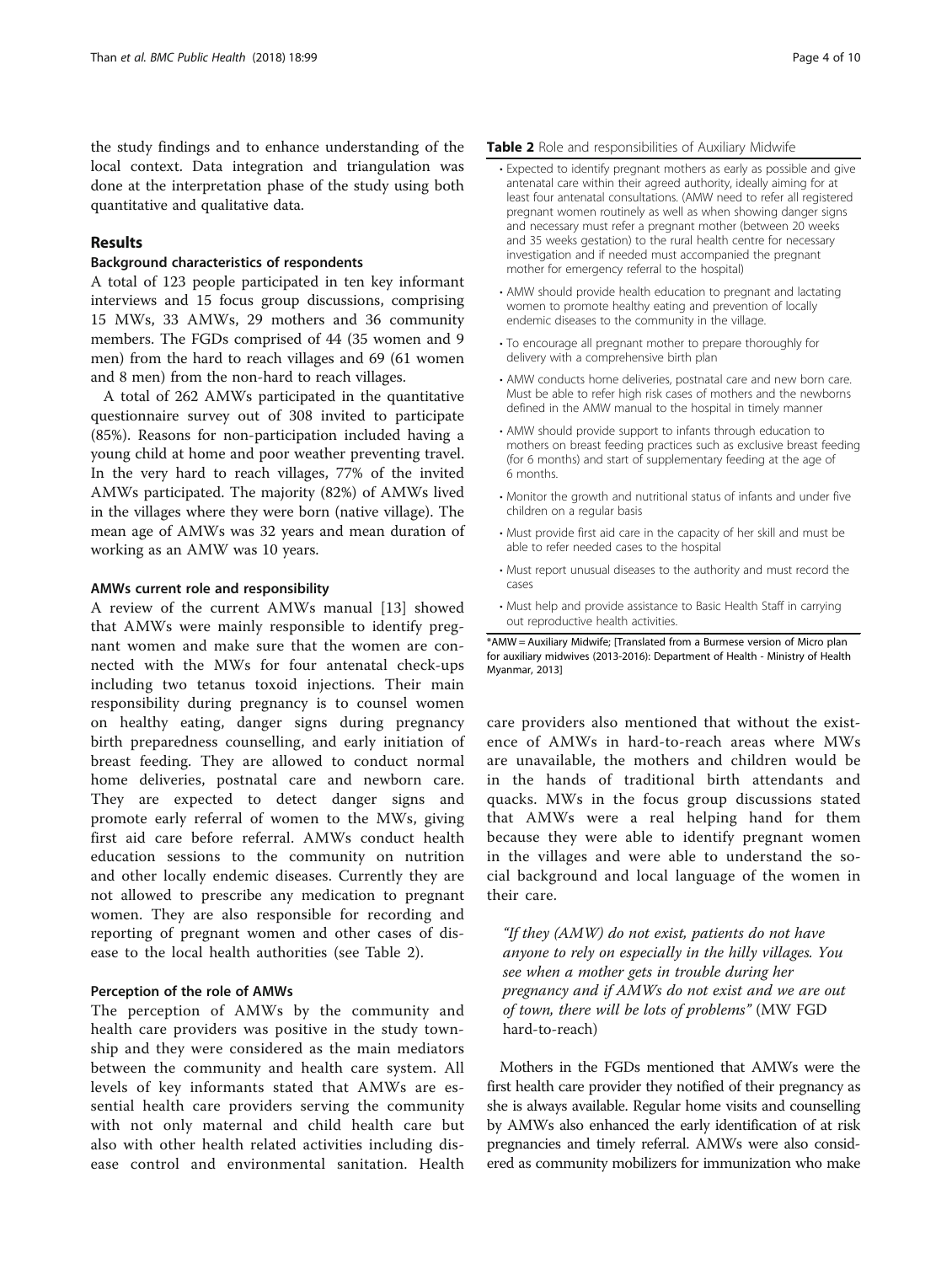the study findings and to enhance understanding of the local context. Data integration and triangulation was done at the interpretation phase of the study using both quantitative and qualitative data.

## Results

### Background characteristics of respondents

A total of 123 people participated in ten key informant interviews and 15 focus group discussions, comprising 15 MWs, 33 AMWs, 29 mothers and 36 community members. The FGDs comprised of 44 (35 women and 9 men) from the hard to reach villages and 69 (61 women and 8 men) from the non-hard to reach villages.

A total of 262 AMWs participated in the quantitative questionnaire survey out of 308 invited to participate (85%). Reasons for non-participation included having a young child at home and poor weather preventing travel. In the very hard to reach villages, 77% of the invited AMWs participated. The majority (82%) of AMWs lived in the villages where they were born (native village). The mean age of AMWs was 32 years and mean duration of working as an AMW was 10 years.

### AMWs current role and responsibility

A review of the current AMWs manual [13] showed that AMWs were mainly responsible to identify pregnant women and make sure that the women are connected with the MWs for four antenatal check-ups including two tetanus toxoid injections. Their main responsibility during pregnancy is to counsel women on healthy eating, danger signs during pregnancy birth preparedness counselling, and early initiation of breast feeding. They are allowed to conduct normal home deliveries, postnatal care and newborn care. They are expected to detect danger signs and promote early referral of women to the MWs, giving first aid care before referral. AMWs conduct health education sessions to the community on nutrition and other locally endemic diseases. Currently they are not allowed to prescribe any medication to pregnant women. They are also responsible for recording and reporting of pregnant women and other cases of disease to the local health authorities (see Table 2).

**Table 2** Role and responsibilities of Auxiliary Midwife

- Expected to identify pregnant mothers as early as possible and give antenatal care within their agreed authority, ideally aiming for at least four antenatal consultations. (AMW need to refer all registered pregnant women routinely as well as when showing danger signs and necessary must refer a pregnant mother (between 20 weeks and 35 weeks gestation) to the rural health centre for necessary investigation and if needed must accompanied the pregnant mother for emergency referral to the hospital)
- AMW should provide health education to pregnant and lactating women to promote healthy eating and prevention of locally endemic diseases to the community in the village.
- To encourage all pregnant mother to prepare thoroughly for delivery with a comprehensive birth plan
- AMW conducts home deliveries, postnatal care and new born care. Must be able to refer high risk cases of mothers and the newborns defined in the AMW manual to the hospital in timely manner
- AMW should provide support to infants through education to mothers on breast feeding practices such as exclusive breast feeding (for 6 months) and start of supplementary feeding at the age of 6 months.
- Monitor the growth and nutritional status of infants and under five children on a regular basis
- Must provide first aid care in the capacity of her skill and must be able to refer needed cases to the hospital
- Must report unusual diseases to the authority and must record the cases
- Must help and provide assistance to Basic Health Staff in carrying out reproductive health activities.

*AMW = Auxiliary Midwife; [Translated from a Burmese version of Micro plan for auxiliary midwives (2013-2016): Department of Health - Ministry of Health Myanmar, 2013]

### Perception of the role of AMWs

The perception of AMWs by the community and health care providers was positive in the study township and they were considered as the main mediators between the community and health care system. All levels of key informants stated that AMWs are essential health care providers serving the community with not only maternal and child health care but also with other health related activities including disease control and environmental sanitation. Health care providers also mentioned that without the existence of AMWs in hard-to-reach areas where MWs are unavailable, the mothers and children would be in the hands of traditional birth attendants and quacks. MWs in the focus group discussions stated that AMWs were a real helping hand for them because they were able to identify pregnant women in the villages and were able to understand the social background and local language of the women in their care.

> *"If they (AMW) do not exist, patients do not have anyone to rely on especially in the hilly villages. You see when a mother gets in trouble during her pregnancy and if AMWs do not exist and we are out of town, there will be lots of problems"* (MW FGD hard-to-reach)

Mothers in the FGDs mentioned that AMWs were the first health care provider they notified of their pregnancy as she is always available. Regular home visits and counselling by AMWs also enhanced the early identification of at risk pregnancies and timely referral. AMWs were also considered as community mobilizers for immunization who make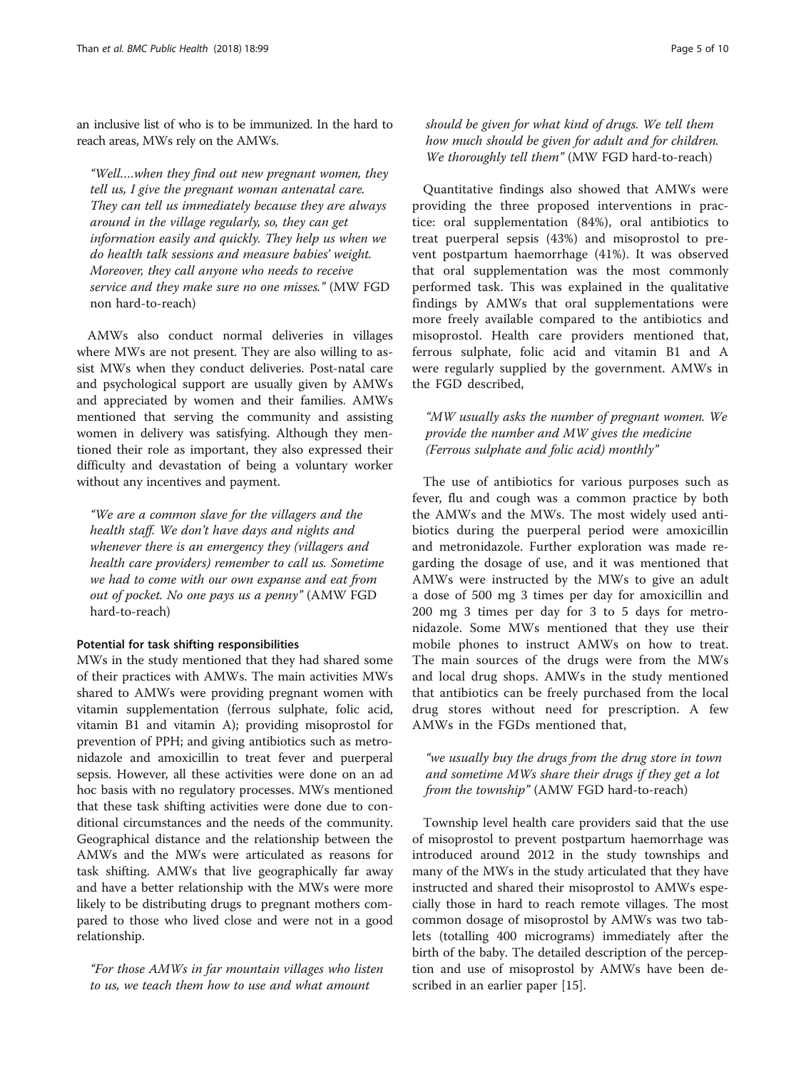an inclusive list of who is to be immunized. In the hard to reach areas, MWs rely on the AMWs.

> *"Well….when they find out new pregnant women, they tell us, I give the pregnant woman antenatal care. They can tell us immediately because they are always around in the village regularly, so, they can get information easily and quickly. They help us when we do health talk sessions and measure babies' weight. Moreover, they call anyone who needs to receive service and they make sure no one misses."* (MW FGD non hard-to-reach)

AMWs also conduct normal deliveries in villages where MWs are not present. They are also willing to assist MWs when they conduct deliveries. Post-natal care and psychological support are usually given by AMWs and appreciated by women and their families. AMWs mentioned that serving the community and assisting women in delivery was satisfying. Although they mentioned their role as important, they also expressed their difficulty and devastation of being a voluntary worker without any incentives and payment.

> *"We are a common slave for the villagers and the health staff. We don't have days and nights and whenever there is an emergency they (villagers and health care providers) remember to call us. Sometime we had to come with our own expanse and eat from out of pocket. No one pays us a penny"* (AMW FGD hard-to-reach)

#### Potential for task shifting responsibilities

MWs in the study mentioned that they had shared some of their practices with AMWs. The main activities MWs shared to AMWs were providing pregnant women with vitamin supplementation (ferrous sulphate, folic acid, vitamin B1 and vitamin A); providing misoprostol for prevention of PPH; and giving antibiotics such as metronidazole and amoxicillin to treat fever and puerperal sepsis. However, all these activities were done on an ad hoc basis with no regulatory processes. MWs mentioned that these task shifting activities were done due to conditional circumstances and the needs of the community. Geographical distance and the relationship between the AMWs and the MWs were articulated as reasons for task shifting. AMWs that live geographically far away and have a better relationship with the MWs were more likely to be distributing drugs to pregnant mothers compared to those who lived close and were not in a good relationship.

> *"For those AMWs in far mountain villages who listen to us, we teach them how to use and what amount should be given for what kind of drugs. We tell them how much should be given for adult and for children. We thoroughly tell them"* (MW FGD hard-to-reach)

Quantitative findings also showed that AMWs were providing the three proposed interventions in practice: oral supplementation (84%), oral antibiotics to treat puerperal sepsis (43%) and misoprostol to prevent postpartum haemorrhage (41%). It was observed that oral supplementation was the most commonly performed task. This was explained in the qualitative findings by AMWs that oral supplementations were more freely available compared to the antibiotics and misoprostol. Health care providers mentioned that, ferrous sulphate, folic acid and vitamin B1 and A were regularly supplied by the government. AMWs in the FGD described,

> *"MW usually asks the number of pregnant women. We provide the number and MW gives the medicine (Ferrous sulphate and folic acid) monthly"*

The use of antibiotics for various purposes such as fever, flu and cough was a common practice by both the AMWs and the MWs. The most widely used antibiotics during the puerperal period were amoxicillin and metronidazole. Further exploration was made regarding the dosage of use, and it was mentioned that AMWs were instructed by the MWs to give an adult a dose of 500 mg 3 times per day for amoxicillin and 200 mg 3 times per day for 3 to 5 days for metronidazole. Some MWs mentioned that they use their mobile phones to instruct AMWs on how to treat. The main sources of the drugs were from the MWs and local drug shops. AMWs in the study mentioned that antibiotics can be freely purchased from the local drug stores without need for prescription. A few AMWs in the FGDs mentioned that,

> *"we usually buy the drugs from the drug store in town and sometime MWs share their drugs if they get a lot from the township"* (AMW FGD hard-to-reach)

Township level health care providers said that the use of misoprostol to prevent postpartum haemorrhage was introduced around 2012 in the study townships and many of the MWs in the study articulated that they have instructed and shared their misoprostol to AMWs especially those in hard to reach remote villages. The most common dosage of misoprostol by AMWs was two tablets (totalling 400 micrograms) immediately after the birth of the baby. The detailed description of the perception and use of misoprostol by AMWs have been described in an earlier paper [15].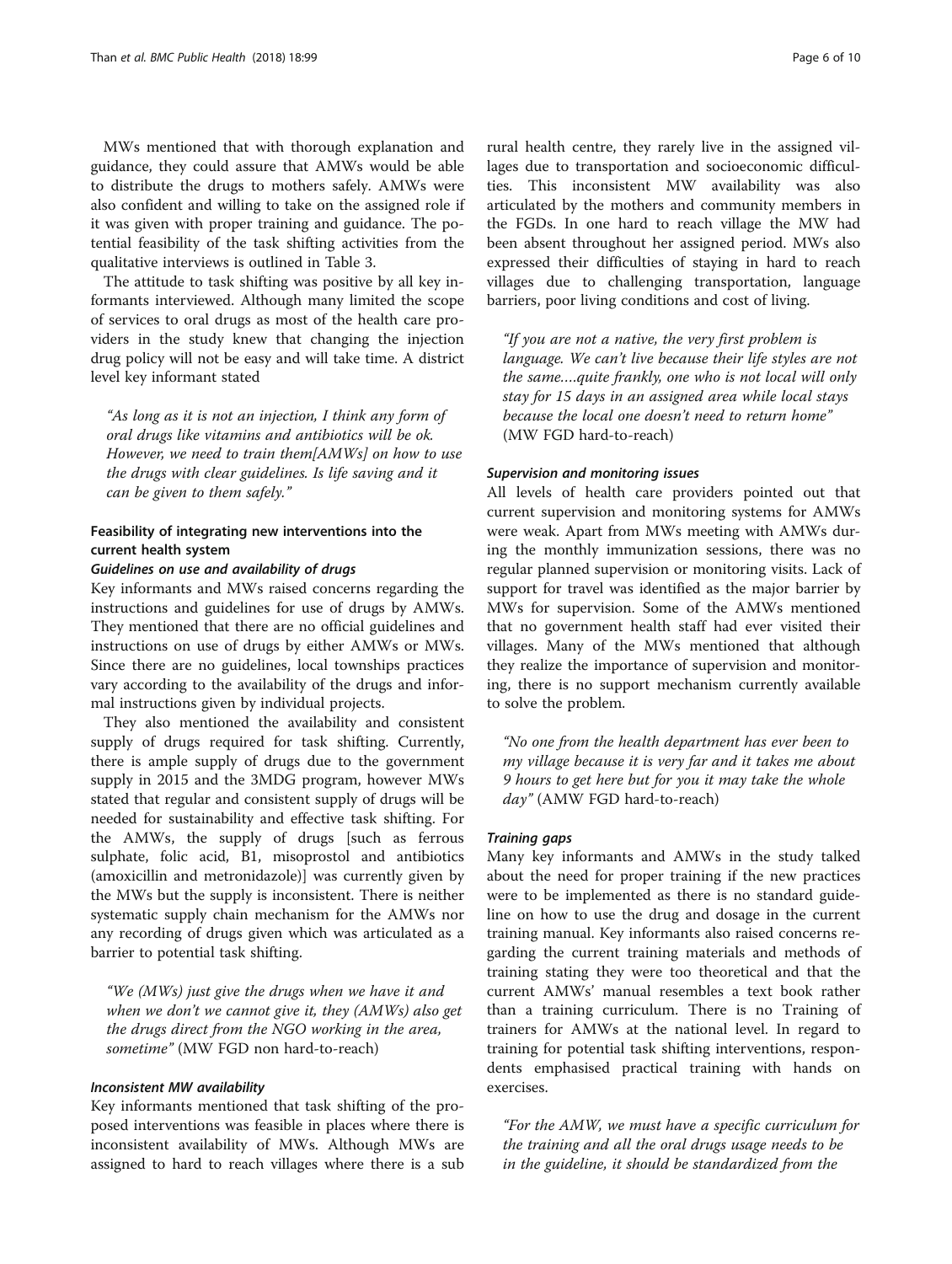MWs mentioned that with thorough explanation and guidance, they could assure that AMWs would be able to distribute the drugs to mothers safely. AMWs were also confident and willing to take on the assigned role if it was given with proper training and guidance. The potential feasibility of the task shifting activities from the qualitative interviews is outlined in Table 3.

The attitude to task shifting was positive by all key informants interviewed. Although many limited the scope of services to oral drugs as most of the health care providers in the study knew that changing the injection drug policy will not be easy and will take time. A district level key informant stated

> "As long as it is not an injection, I think any form of oral drugs like vitamins and antibiotics will be ok. However, we need to train them[AMWs] on how to use the drugs with clear guidelines. Is life saving and it can be given to them safely."

### Feasibility of integrating new interventions into the current health system

#### Guidelines on use and availability of drugs

Key informants and MWs raised concerns regarding the instructions and guidelines for use of drugs by AMWs. They mentioned that there are no official guidelines and instructions on use of drugs by either AMWs or MWs. Since there are no guidelines, local townships practices vary according to the availability of the drugs and informal instructions given by individual projects.

They also mentioned the availability and consistent supply of drugs required for task shifting. Currently, there is ample supply of drugs due to the government supply in 2015 and the 3MDG program, however MWs stated that regular and consistent supply of drugs will be needed for sustainability and effective task shifting. For the AMWs, the supply of drugs [such as ferrous sulphate, folic acid, B1, misoprostol and antibiotics (amoxicillin and metronidazole)] was currently given by the MWs but the supply is inconsistent. There is neither systematic supply chain mechanism for the AMWs nor any recording of drugs given which was articulated as a barrier to potential task shifting.

> "We (MWs) just give the drugs when we have it and when we don't we cannot give it, they (AMWs) also get the drugs direct from the NGO working in the area, sometime" (MW FGD non hard-to-reach)

#### Inconsistent MW availability

Key informants mentioned that task shifting of the proposed interventions was feasible in places where there is inconsistent availability of MWs. Although MWs are assigned to hard to reach villages where there is a sub rural health centre, they rarely live in the assigned villages due to transportation and socioeconomic difficulties. This inconsistent MW availability was also articulated by the mothers and community members in the FGDs. In one hard to reach village the MW had been absent throughout her assigned period. MWs also expressed their difficulties of staying in hard to reach villages due to challenging transportation, language barriers, poor living conditions and cost of living.

> "If you are not a native, the very first problem is language. We can't live because their life styles are not the same….quite frankly, one who is not local will only stay for 15 days in an assigned area while local stays because the local one doesn't need to return home" (MW FGD hard-to-reach)

#### Supervision and monitoring issues

All levels of health care providers pointed out that current supervision and monitoring systems for AMWs were weak. Apart from MWs meeting with AMWs during the monthly immunization sessions, there was no regular planned supervision or monitoring visits. Lack of support for travel was identified as the major barrier by MWs for supervision. Some of the AMWs mentioned that no government health staff had ever visited their villages. Many of the MWs mentioned that although they realize the importance of supervision and monitoring, there is no support mechanism currently available to solve the problem.

> "No one from the health department has ever been to my village because it is very far and it takes me about 9 hours to get here but for you it may take the whole day" (AMW FGD hard-to-reach)

#### Training gaps

Many key informants and AMWs in the study talked about the need for proper training if the new practices were to be implemented as there is no standard guideline on how to use the drug and dosage in the current training manual. Key informants also raised concerns regarding the current training materials and methods of training stating they were too theoretical and that the current AMWs' manual resembles a text book rather than a training curriculum. There is no Training of trainers for AMWs at the national level. In regard to training for potential task shifting interventions, respondents emphasised practical training with hands on exercises.

> "For the AMW, we must have a specific curriculum for the training and all the oral drugs usage needs to be in the guideline, it should be standardized from the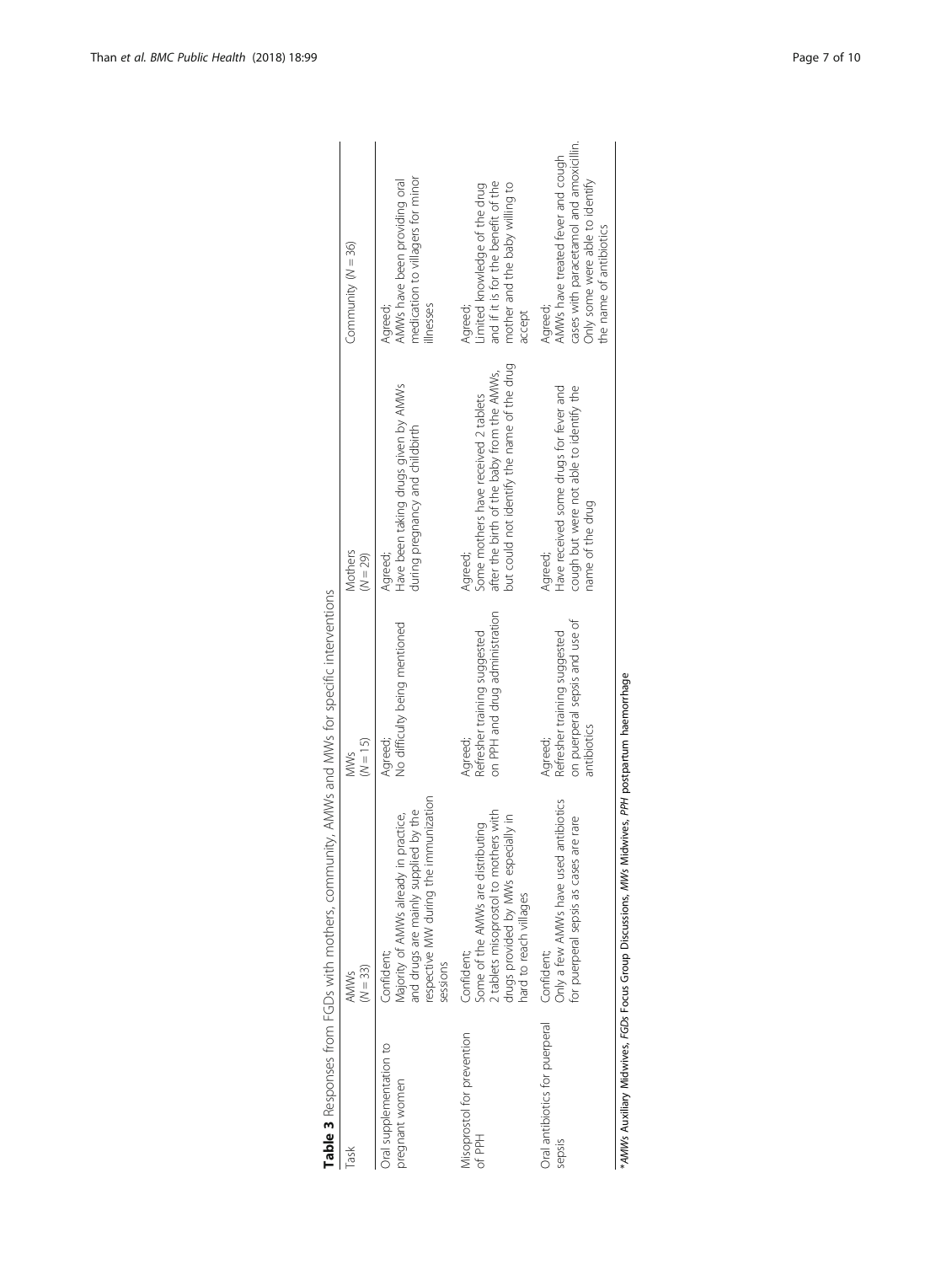**Table 3** Responses from FGDs with mothers, community, AMWs and MWs for specific interventions

| Task | AMWs ($N = 33$) | MWs ($N = 15$) | Mothers ($N = 29$) | Community ($N = 36$) |
|---|---|---|---|---|
| Oral supplementation to pregnant women | Confident; Majority of AMWs already in practice, and drugs are mainly supplied by the respective MW during the immunization sessions | Agreed; No difficulty being mentioned | Agreed; Have been taking drugs given by AMWs during pregnancy and childbirth | Agreed; AMWs have been providing oral medication to villagers for minor illnesses |
| Misoprostol for prevention of PPH | Confident; Some of the AMWs are distributing 2 tablets misoprostol to mothers with drugs provided by MWs especially in hard to reach villages | Agreed; Refresher training suggested on PPH and drug administration | Agreed; Some mothers have received 2 tablets after the birth of the baby from the AMWs, but could not identify the name of the drug | Agreed; Limited knowledge of the drug and if it is for the benefit of the mother and the baby willing to accept |
| Oral antibiotics for puerperal sepsis | Confident; Only a few AMWs have used antibiotics for puerperal sepsis as cases are rare | Agreed; Refresher training suggested on puerperal sepsis and use of antibiotics | Agreed; Have received some drugs for fever and cough but were not able to identify the name of the drug | Agreed; AMWs have treated fever and cough cases with paracetamol and amoxicillin. Only some were able to identify the name of antibiotics |

**AMWs* Auxiliary Midwives, *FGDs* Focus Group Discussions, *MWs* Midwives, *PPH* postpartum haemorrhage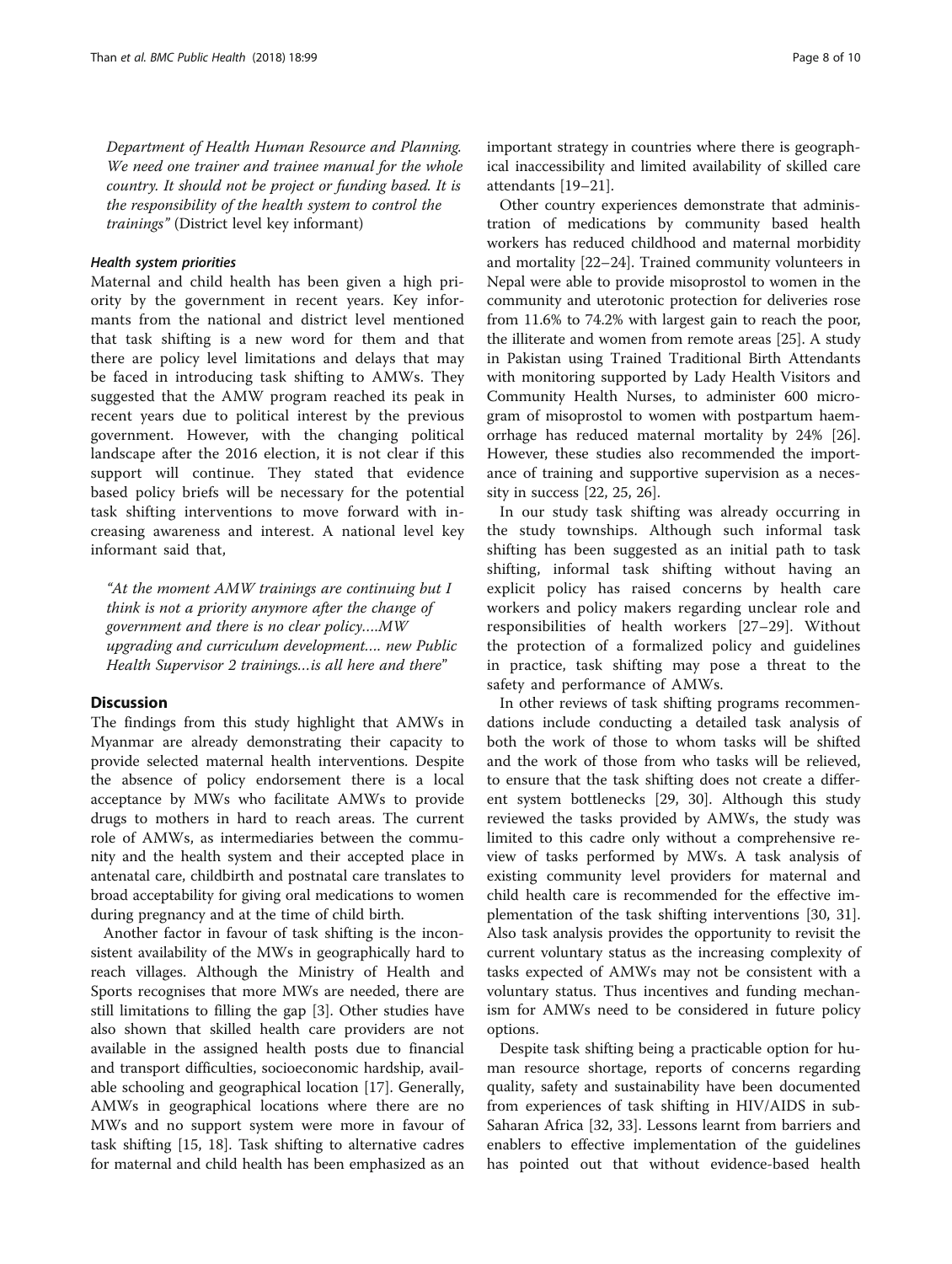Department of Health Human Resource and Planning. We need one trainer and trainee manual for the whole country. It should not be project or funding based. It is the responsibility of the health system to control the trainings" (District level key informant)

#### *Health system priorities*

Maternal and child health has been given a high priority by the government in recent years. Key informants from the national and district level mentioned that task shifting is a new word for them and that there are policy level limitations and delays that may be faced in introducing task shifting to AMWs. They suggested that the AMW program reached its peak in recent years due to political interest by the previous government. However, with the changing political landscape after the 2016 election, it is not clear if this support will continue. They stated that evidence based policy briefs will be necessary for the potential task shifting interventions to move forward with increasing awareness and interest. A national level key informant said that,

> "At the moment AMW trainings are continuing but I think is not a priority anymore after the change of government and there is no clear policy….MW upgrading and curriculum development…. new Public Health Supervisor 2 trainings…is all here and there"

## Discussion

The findings from this study highlight that AMWs in Myanmar are already demonstrating their capacity to provide selected maternal health interventions. Despite the absence of policy endorsement there is a local acceptance by MWs who facilitate AMWs to provide drugs to mothers in hard to reach areas. The current role of AMWs, as intermediaries between the community and the health system and their accepted place in antenatal care, childbirth and postnatal care translates to broad acceptability for giving oral medications to women during pregnancy and at the time of child birth.

Another factor in favour of task shifting is the inconsistent availability of the MWs in geographically hard to reach villages. Although the Ministry of Health and Sports recognises that more MWs are needed, there are still limitations to filling the gap [3]. Other studies have also shown that skilled health care providers are not available in the assigned health posts due to financial and transport difficulties, socioeconomic hardship, available schooling and geographical location [17]. Generally, AMWs in geographical locations where there are no MWs and no support system were more in favour of task shifting [15, 18]. Task shifting to alternative cadres for maternal and child health has been emphasized as an important strategy in countries where there is geographical inaccessibility and limited availability of skilled care attendants [19–21].

Other country experiences demonstrate that administration of medications by community based health workers has reduced childhood and maternal morbidity and mortality [22–24]. Trained community volunteers in Nepal were able to provide misoprostol to women in the community and uterotonic protection for deliveries rose from 11.6% to 74.2% with largest gain to reach the poor, the illiterate and women from remote areas [25]. A study in Pakistan using Trained Traditional Birth Attendants with monitoring supported by Lady Health Visitors and Community Health Nurses, to administer 600 microgram of misoprostol to women with postpartum haemorrhage has reduced maternal mortality by 24% [26]. However, these studies also recommended the importance of training and supportive supervision as a necessity in success [22, 25, 26].

In our study task shifting was already occurring in the study townships. Although such informal task shifting has been suggested as an initial path to task shifting, informal task shifting without having an explicit policy has raised concerns by health care workers and policy makers regarding unclear role and responsibilities of health workers [27–29]. Without the protection of a formalized policy and guidelines in practice, task shifting may pose a threat to the safety and performance of AMWs.

In other reviews of task shifting programs recommendations include conducting a detailed task analysis of both the work of those to whom tasks will be shifted and the work of those from who tasks will be relieved, to ensure that the task shifting does not create a different system bottlenecks [29, 30]. Although this study reviewed the tasks provided by AMWs, the study was limited to this cadre only without a comprehensive review of tasks performed by MWs. A task analysis of existing community level providers for maternal and child health care is recommended for the effective implementation of the task shifting interventions [30, 31]. Also task analysis provides the opportunity to revisit the current voluntary status as the increasing complexity of tasks expected of AMWs may not be consistent with a voluntary status. Thus incentives and funding mechanism for AMWs need to be considered in future policy options.

Despite task shifting being a practicable option for human resource shortage, reports of concerns regarding quality, safety and sustainability have been documented from experiences of task shifting in HIV/AIDS in sub-Saharan Africa [32, 33]. Lessons learnt from barriers and enablers to effective implementation of the guidelines has pointed out that without evidence-based health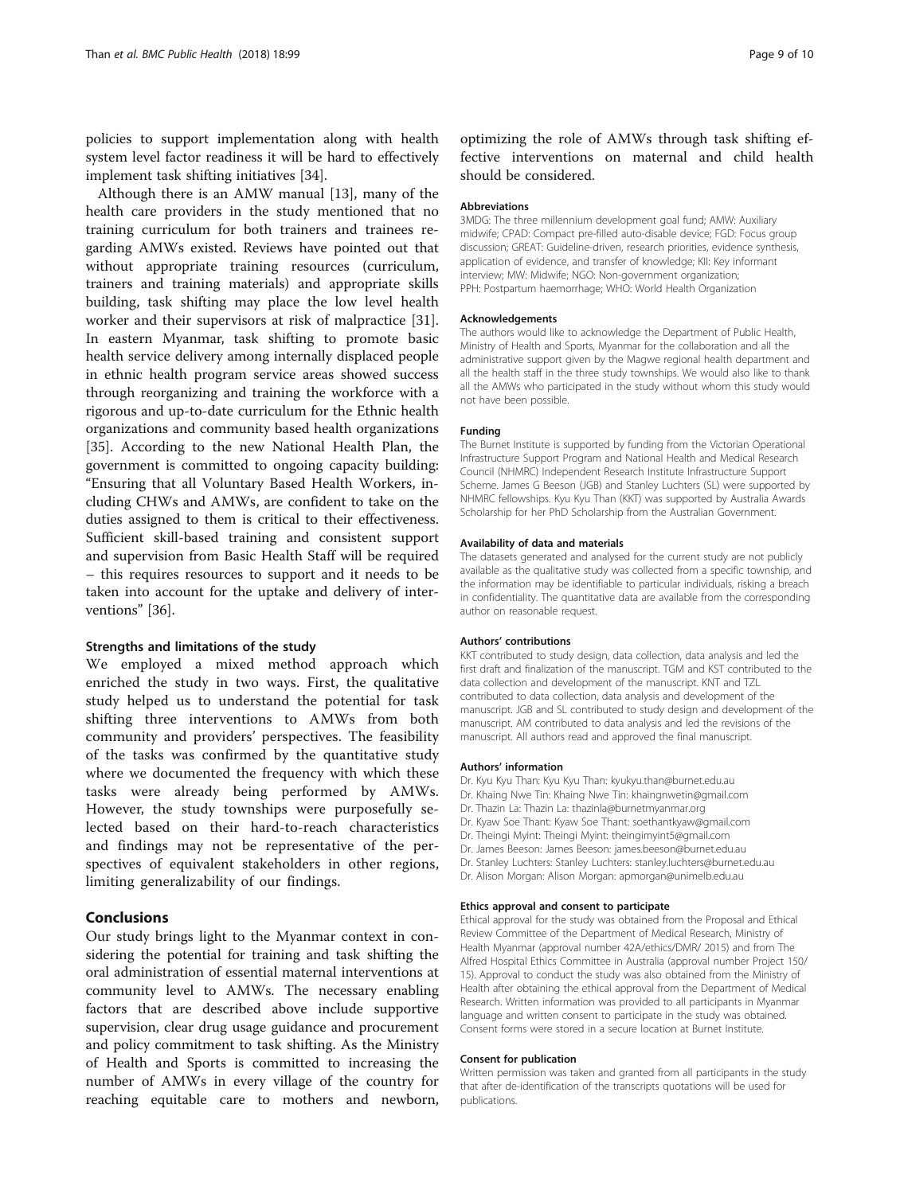policies to support implementation along with health system level factor readiness it will be hard to effectively implement task shifting initiatives [34].

Although there is an AMW manual [13], many of the health care providers in the study mentioned that no training curriculum for both trainers and trainees regarding AMWs existed. Reviews have pointed out that without appropriate training resources (curriculum, trainers and training materials) and appropriate skills building, task shifting may place the low level health worker and their supervisors at risk of malpractice [31]. In eastern Myanmar, task shifting to promote basic health service delivery among internally displaced people in ethnic health program service areas showed success through reorganizing and training the workforce with a rigorous and up-to-date curriculum for the Ethnic health organizations and community based health organizations [35]. According to the new National Health Plan, the government is committed to ongoing capacity building: "Ensuring that all Voluntary Based Health Workers, including CHWs and AMWs, are confident to take on the duties assigned to them is critical to their effectiveness. Sufficient skill-based training and consistent support and supervision from Basic Health Staff will be required – this requires resources to support and it needs to be taken into account for the uptake and delivery of interventions" [36].

### Strengths and limitations of the study

We employed a mixed method approach which enriched the study in two ways. First, the qualitative study helped us to understand the potential for task shifting three interventions to AMWs from both community and providers' perspectives. The feasibility of the tasks was confirmed by the quantitative study where we documented the frequency with which these tasks were already being performed by AMWs. However, the study townships were purposefully selected based on their hard-to-reach characteristics and findings may not be representative of the perspectives of equivalent stakeholders in other regions, limiting generalizability of our findings.

## Conclusions

Our study brings light to the Myanmar context in considering the potential for training and task shifting the oral administration of essential maternal interventions at community level to AMWs. The necessary enabling factors that are described above include supportive supervision, clear drug usage guidance and procurement and policy commitment to task shifting. As the Ministry of Health and Sports is committed to increasing the number of AMWs in every village of the country for reaching equitable care to mothers and newborn, optimizing the role of AMWs through task shifting effective interventions on maternal and child health should be considered.

#### Abbreviations

3MDG: The three millennium development goal fund; AMW: Auxiliary midwife; CPAD: Compact pre-filled auto-disable device; FGD: Focus group discussion; GREAT: Guideline-driven, research priorities, evidence synthesis, application of evidence, and transfer of knowledge; KII: Key informant interview; MW: Midwife; NGO: Non-government organization; PPH: Postpartum haemorrhage; WHO: World Health Organization

#### Acknowledgements

The authors would like to acknowledge the Department of Public Health, Ministry of Health and Sports, Myanmar for the collaboration and all the administrative support given by the Magwe regional health department and all the health staff in the three study townships. We would also like to thank all the AMWs who participated in the study without whom this study would not have been possible.

#### Funding

The Burnet Institute is supported by funding from the Victorian Operational Infrastructure Support Program and National Health and Medical Research Council (NHMRC) Independent Research Institute Infrastructure Support Scheme. James G Beeson (JGB) and Stanley Luchters (SL) were supported by NHMRC fellowships. Kyu Kyu Than (KKT) was supported by Australia Awards Scholarship for her PhD Scholarship from the Australian Government.

#### Availability of data and materials

The datasets generated and analysed for the current study are not publicly available as the qualitative study was collected from a specific township, and the information may be identifiable to particular individuals, risking a breach in confidentiality. The quantitative data are available from the corresponding author on reasonable request.

#### Authors' contributions

KKT contributed to study design, data collection, data analysis and led the first draft and finalization of the manuscript. TGM and KST contributed to the data collection and development of the manuscript. KNT and TZL contributed to data collection, data analysis and development of the manuscript. JGB and SL contributed to study design and development of the manuscript. AM contributed to data analysis and led the revisions of the manuscript. All authors read and approved the final manuscript.

#### Authors' information

Dr. Kyu Kyu Than: Kyu Kyu Than: kyukyu.than@burnet.edu.au
Dr. Khaing Nwe Tin: Khaing Nwe Tin: khaingnwetin@gmail.com
Dr. Thazin La: Thazin La: thazinla@burnetmyanmar.org
Dr. Kyaw Soe Thant: Kyaw Soe Thant: soethantkyaw@gmail.com
Dr. Theingi Myint: Theingi Myint: theingimyint5@gmail.com
Dr. James Beeson: James Beeson: james.beeson@burnet.edu.au
Dr. Stanley Luchters: Stanley Luchters: stanley.luchters@burnet.edu.au
Dr. Alison Morgan: Alison Morgan: apmorgan@unimelb.edu.au

#### Ethics approval and consent to participate

Ethical approval for the study was obtained from the Proposal and Ethical Review Committee of the Department of Medical Research, Ministry of Health Myanmar (approval number 42A/ethics/DMR/ 2015) and from The Alfred Hospital Ethics Committee in Australia (approval number Project 150/ 15). Approval to conduct the study was also obtained from the Ministry of Health after obtaining the ethical approval from the Department of Medical Research. Written information was provided to all participants in Myanmar language and written consent to participate in the study was obtained. Consent forms were stored in a secure location at Burnet Institute.

#### Consent for publication

Written permission was taken and granted from all participants in the study that after de-identification of the transcripts quotations will be used for publications.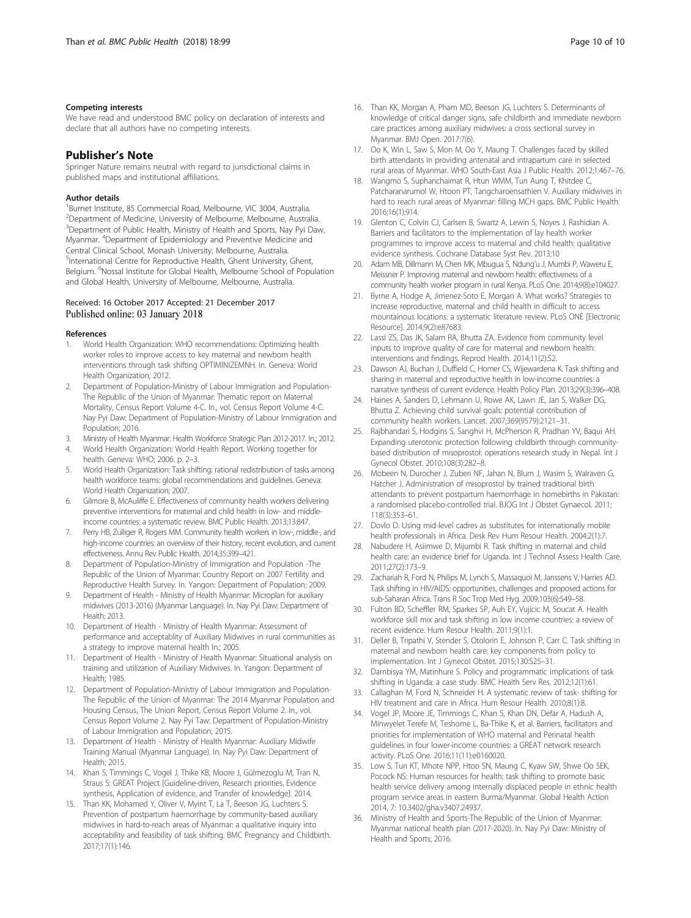### Competing interests

We have read and understood BMC policy on declaration of interests and declare that all authors have no competing interests.

## Publisher's Note

Springer Nature remains neutral with regard to jurisdictional claims in published maps and institutional affiliations.

### Author details

[1]Burnet Institute, 85 Commercial Road, Melbourne, VIC 3004, Australia. [2]Department of Medicine, University of Melbourne, Melbourne, Australia. [3]Department of Public Health, Ministry of Health and Sports, Nay Pyi Daw, Myanmar. [4]Department of Epidemiology and Preventive Medicine and Central Clinical School, Monash University, Melbourne, Australia. [5]International Centre for Reproductive Health, Ghent University, Ghent, Belgium. [6]Nossal Institute for Global Health, Melbourne School of Population and Global Health, University of Melbourne, Melbourne, Australia.

Received: 16 October 2017 Accepted: 21 December 2017
Published online: 03 January 2018

### References

1. World Health Organization: WHO recommendations: Optimizing health worker roles to improve access to key maternal and newborn health interventions through task shifting OPTIMINIZEMNH. In. Geneva: World Health Organization; 2012.
2. Department of Population-Ministry of Labour Immigration and Population-The Republic of the Union of Myanmar: Thematic report on Maternal Mortality, Census Report Volume 4-C. In., vol. Census Report Volume 4-C. Nay Pyi Daw: Department of Population-Ministry of Labour Immigration and Population; 2016.
3. Ministry of Health Myanmar: Health Workforce Strategic Plan 2012-2017. In.; 2012.
4. World Health Organization: World Health Report. Working together for health. Geneva: WHO; 2006. p. 2–3.
5. World Health Organization: Task shifting: rational redistribution of tasks among health workforce teams: global recommendations and guidelines. Geneva: World Health Organization; 2007.
6. Gilmore B, McAuliffe E. Effectiveness of community health workers delivering preventive interventions for maternal and child health in low- and middle-income countries: a systematic review. BMC Public Health. 2013;13:847.
7. Perry HB, Zulliger R, Rogers MM. Community health workers in low-, middle-, and high-income countries: an overview of their history, recent evolution, and current effectiveness. Annu Rev Public Health. 2014;35:399–421.
8. Department of Population-Ministry of Immigration and Population -The Republic of the Union of Myanmar: Country Report on 2007 Fertility and Reproductive Health Survey. In. Yangon: Department of Population; 2009.
9. Department of Health - Ministry of Health Myanmar: Microplan for auxiliary midwives (2013-2016) (Myanmar Language). In. Nay Pyi Daw: Department of Health; 2013.
10. Department of Health - Ministry of Health Myanmar: Assessment of performance and acceptablity of Auxiliary Midwives in rural communities as a strategy to improve maternal health In.; 2005.
11. Department of Health - Ministry of Health Myanmar: Situational analysis on training and utilization of Auxiliary Midwives. In. Yangon: Department of Health; 1985.
12. Department of Population-Ministry of Labour Immigration and Population-The Republic of the Union of Myanmar: The 2014 Myanmar Population and Housing Census, The Union Report, Census Report Volume 2. In., vol. Census Report Volume 2. Nay Pyi Taw: Department of Population-Ministry of Labour Immigration and Population; 2015.
13. Department of Health - Ministry of Health Myanmar: Auxiliary Midwife Training Manual (Myanmar Language). In. Nay Pyi Daw: Department of Health; 2015.
14. Khan S, Timmings C, Vogel J, Thike KB, Moore J, Gülmezoglu M, Tran N, Straus S: GREAT Project [Guideline-driven, Research priorities, Evidence synthesis, Application of evidence, and Transfer of knowledge]. 2014.
15. Than KK, Mohamed Y, Oliver V, Myint T, La T, Beeson JG, Luchters S. Prevention of postpartum haemorrhage by community-based auxiliary midwives in hard-to-reach areas of Myanmar: a qualitative inquiry into acceptability and feasibility of task shifting. BMC Pregnancy and Childbirth. 2017;17(1):146.
16. Than KK, Morgan A, Pham MD, Beeson JG, Luchters S. Determinants of knowledge of critical danger signs, safe childbirth and immediate newborn care practices among auxiliary midwives: a cross sectional survey in Myanmar. BMJ Open. 2017:7(6).
17. Oo K, Win L, Saw S, Mon M, Oo Y, Maung T. Challenges faced by skilled birth attendants in providing antenatal and intrapartum care in selected rural areas of Myanmar. WHO South-East Asia J Public Health. 2012;1:467–76.
18. Wangmo S, Suphanchaimat R, Htun WMM, Tun Aung T, Khitdee C, Patcharanarumol W, Htoon PT, Tangcharoensathien V. Auxiliary midwives in hard to reach rural areas of Myanmar: filling MCH gaps. BMC Public Health. 2016;16(1):914.
19. Glenton C, Colvin CJ, Carlsen B, Swartz A, Lewin S, Noyes J, Rashidian A. Barriers and facilitators to the implementation of lay health worker programmes to improve access to maternal and child health: qualitative evidence synthesis. Cochrane Database Syst Rev. 2013;10
20. Adam MB, Dillmann M, Chen MK, Mbugua S, Ndung'u J, Mumbi P, Waweru E, Meissner P. Improving maternal and newborn health: effectiveness of a community health worker program in rural Kenya. PLoS One. 2014;9(8):e104027.
21. Byrne A, Hodge A, Jimenez-Soto E, Morgan A. What works? Strategies to increase reproductive, maternal and child health in difficult to access mountainous locations: a systematic literature review. PLoS ONE [Electronic Resource]. 2014;9(2):e87683.
22. Lassi ZS, Das JK, Salam RA, Bhutta ZA. Evidence from community level inputs to improve quality of care for maternal and newborn health: interventions and findings. Reprod Health. 2014;11(2):S2.
23. Dawson AJ, Buchan J, Duffield C, Homer CS, Wijewardena K. Task shifting and sharing in maternal and reproductive health in low-income countries: a narrative synthesis of current evidence. Health Policy Plan. 2013;29(3):396–408.
24. Haines A, Sanders D, Lehmann U, Rowe AK, Lawn JE, Jan S, Walker DG, Bhutta Z. Achieving child survival goals: potential contribution of community health workers. Lancet. 2007;369(9579):2121–31.
25. Rajbhandari S, Hodgins S, Sanghvi H, McPherson R, Pradhan YV, Baqui AH. Expanding uterotonic protection following childbirth through community-based distribution of misoprostol: operations research study in Nepal. Int J Gynecol Obstet. 2010;108(3):282–8.
26. Mobeen N, Durocher J, Zuberi NF, Jahan N, Blum J, Wasim S, Walraven G, Hatcher J. Administration of misoprostol by trained traditional birth attendants to prevent postpartum haemorrhage in homebirths in Pakistan: a randomised placebo-controlled trial. BJOG Int J Obstet Gynaecol. 2011; 118(3):353–61.
27. Dovlo D. Using mid-level cadres as substitutes for internationally mobile health professionals in Africa. Desk Rev Hum Resour Health. 2004;2(1):7.
28. Nabudere H, Asiimwe D, Mijumbi R. Task shifting in maternal and child health care: an evidence brief for Uganda. Int J Technol Assess Health Care. 2011;27(2):173–9.
29. Zachariah R, Ford N, Philips M, Lynch S, Massaquoi M, Janssens V, Harries AD. Task shifting in HIV/AIDS: opportunities, challenges and proposed actions for sub-Saharan Africa. Trans R Soc Trop Med Hyg. 2009;103(6):549–58.
30. Fulton BD, Scheffler RM, Sparkes SP, Auh EY, Vujicic M, Soucat A. Health workforce skill mix and task shifting in low income countries: a review of recent evidence. Hum Resour Health. 2011;9(1):1.
31. Deller B, Tripathi V, Stender S, Otolorin E, Johnson P, Carr C. Task shifting in maternal and newborn health care: key components from policy to implementation. Int J Gynecol Obstet. 2015;130:S25–31.
32. Dambisya YM, Matinhure S. Policy and programmatic implications of task shifting in Uganda: a case study. BMC Health Serv Res. 2012;12(1):61.
33. Callaghan M, Ford N, Schneider H. A systematic review of task- shifting for HIV treatment and care in Africa. Hum Resour Health. 2010;8(1):8.
34. Vogel JP, Moore JE, Timmings C, Khan S, Khan DN, Defar A, Hadush A, Minwyelet Terefe M, Teshome L, Ba-Thike K, et al. Barriers, facilitators and priorities for implementation of WHO maternal and Perinatal health guidelines in four lower-income countries: a GREAT network research activity. PLoS One. 2016;11(11):e0160020.
35. Low S, Tun KT, Mhote NPP, Htoo SN, Maung C, Kyaw SW, Shwe Oo SEK, Pocock NS: Human resources for health: task shifting to promote basic health service delivery among internally displaced people in ethnic health program service areas in eastern Burma/Myanmar. Global Health Action 2014, 7: 10.3402/gha.v3407.24937.
36. Ministry of Health and Sports-The Republic of the Union of Myanmar: Myanmar national health plan (2017-2020). In. Nay Pyi Daw: Ministry of Health and Sports; 2016.